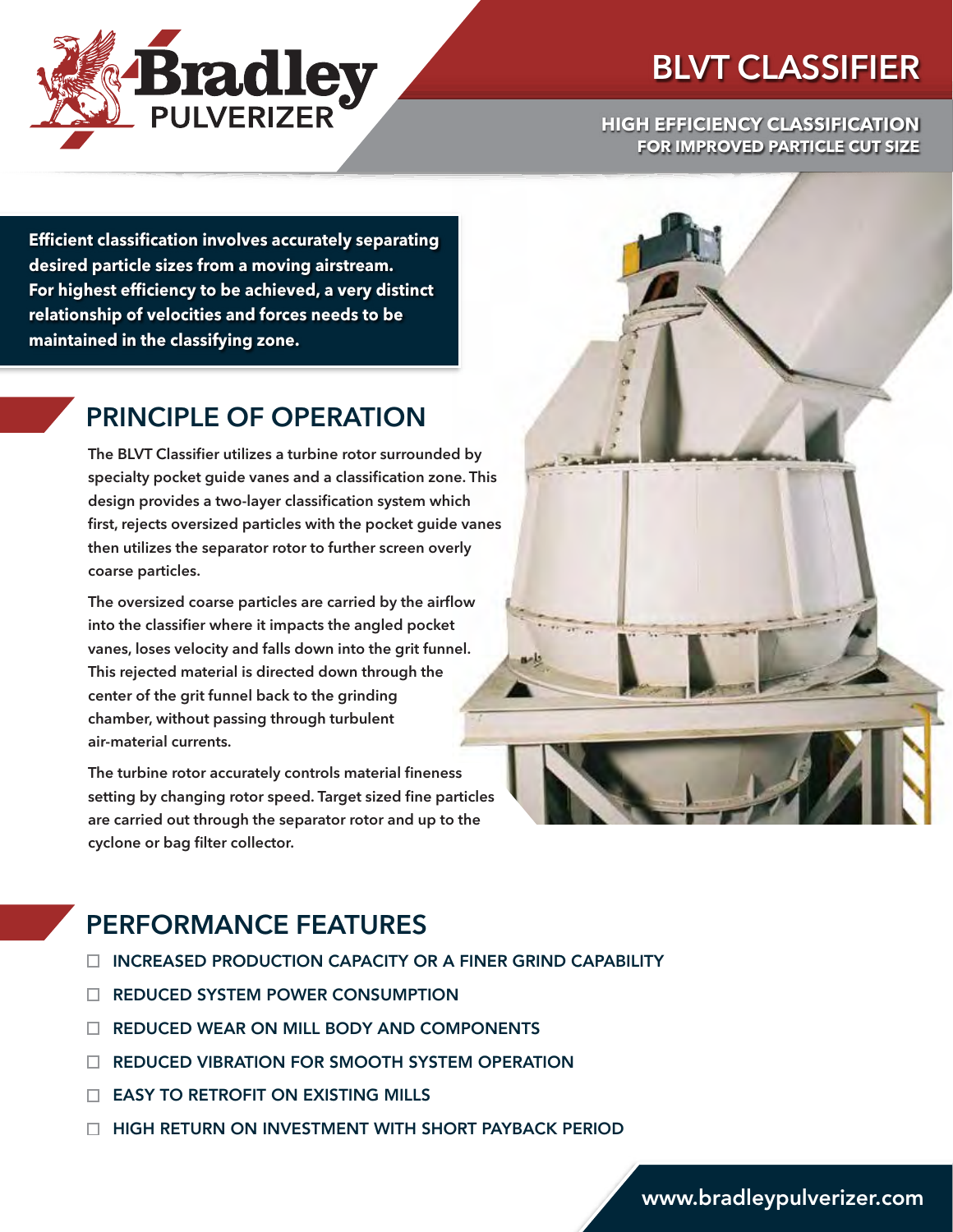Bradley PULVERIZER

# BLVT CLASSIFIER

**HIGH EFFICIENCY CLASSIFICATION FOR IMPROVED PARTICLE CUT SIZE**

**Efficient classification involves accurately separating desired particle sizes from a moving airstream. For highest efficiency to be achieved, a very distinct relationship of velocities and forces needs to be maintained in the classifying zone.**

## PRINCIPLE OF OPERATION

The BLVT Classifier utilizes a turbine rotor surrounded by specialty pocket guide vanes and a classification zone. This design provides a two-layer classification system which first, rejects oversized particles with the pocket guide vanes then utilizes the separator rotor to further screen overly coarse particles.

The oversized coarse particles are carried by the airflow into the classifier where it impacts the angled pocket vanes, loses velocity and falls down into the grit funnel. This rejected material is directed down through the center of the grit funnel back to the grinding chamber, without passing through turbulent air-material currents.

The turbine rotor accurately controls material fineness setting by changing rotor speed. Target sized fine particles are carried out through the separator rotor and up to the cyclone or bag filter collector.

## PERFORMANCE FEATURES

- INCREASED PRODUCTION CAPACITY OR A FINER GRIND CAPABILITY
- REDUCED SYSTEM POWER CONSUMPTION
- REDUCED WEAR ON MILL BODY AND COMPONENTS
- REDUCED VIBRATION FOR SMOOTH SYSTEM OPERATION
- EASY TO RETROFIT ON EXISTING MILLS
- HIGH RETURN ON INVESTMENT WITH SHORT PAYBACK PERIOD

www.bradleypulverizer.com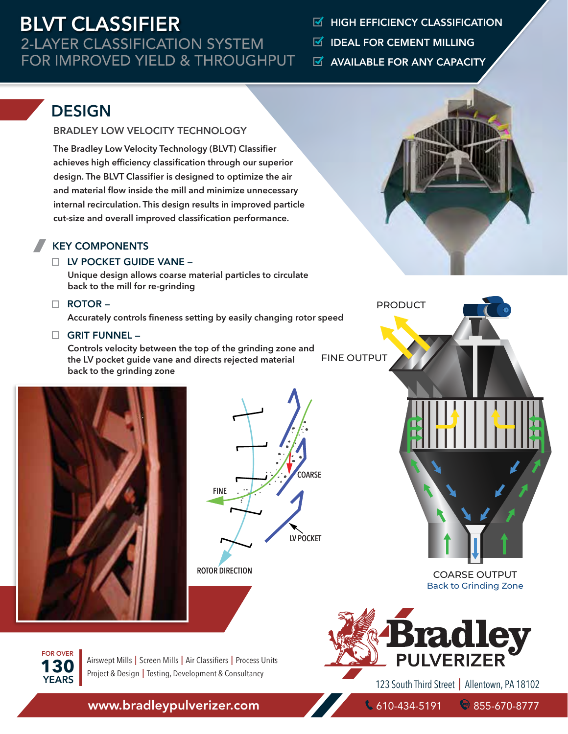# BLVT CLASSIFIER

## 2-LAYER CLASSIFICATION SYSTEM FOR IMPROVED YIELD & THROUGHPUT

- HIGH EFFICIENCY CLASSIFICATION
- IDEAL FOR CEMENT MILLING
- AVAILABLE FOR ANY CAPACITY

## DESIGN

### BRADLEY LOW VELOCITY TECHNOLOGY

The Bradley Low Velocity Technology (BLVT) Classifier achieves high efficiency classification through our superior design. The BLVT Classifier is designed to optimize the air and material flow inside the mill and minimize unnecessary internal recirculation. This design results in improved particle cut-size and overall improved classification performance.

### KEY COMPONENTS

- **LV POCKET GUIDE VANE –**
  Unique design allows coarse material particles to circulate back to the mill for re-grinding
- **ROTOR –**
  Accurately controls fineness setting by easily changing rotor speed
- **GRIT FUNNEL –**
  Controls velocity between the top of the grinding zone and the LV pocket guide vane and directs rejected material back to the grinding zone

COARSE
FINE
LV POCKET
ROTOR DIRECTION

PRODUCT
FINE OUTPUT
COARSE OUTPUT
Back to Grinding Zone

FOR OVER **130** YEARS

Airswept Mills | Screen Mills | Air Classifiers | Process Units
Project & Design | Testing, Development & Consultancy

**Bradley PULVERIZER**

123 South Third Street | Allentown, PA 18102

www.bradleypulverizer.com

610-434-5191 855-670-8777